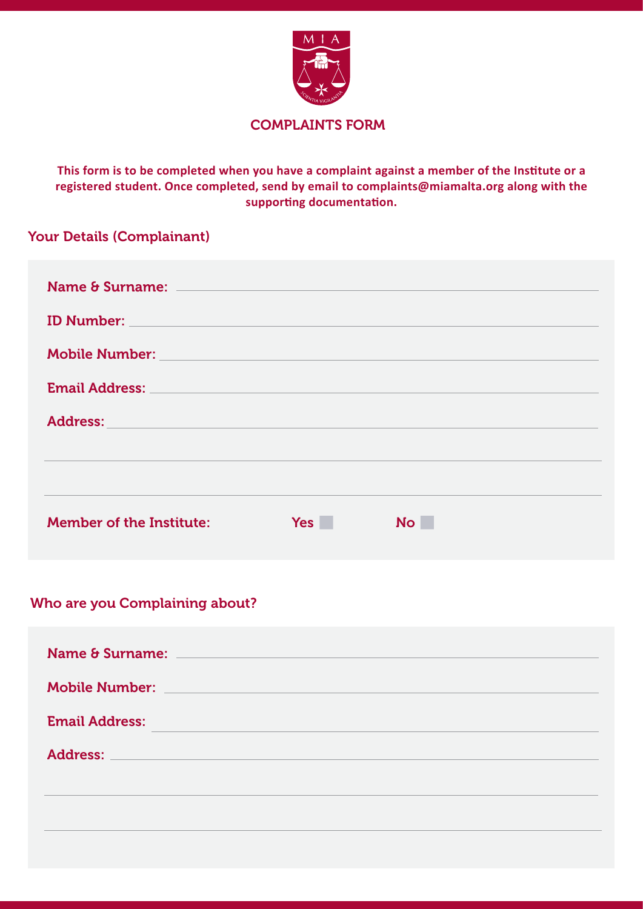# COMPLAINTS FORM

**This form is to be completed when you have a complaint against a member of the Institute or a registered student. Once completed, send by email to complaints@miamalta.org along with the supporting documentation.**

## Your Details (Complainant)

Name & Surname: ____________________

ID Number: ____________________

Mobile Number: ____________________

Email Address: ____________________

Address: ____________________

____________________

____________________

Member of the Institute: Yes ☐ No ☐

## Who are you Complaining about?

Name & Surname: ____________________

Mobile Number: ____________________

Email Address: ____________________

Address: ____________________

____________________

____________________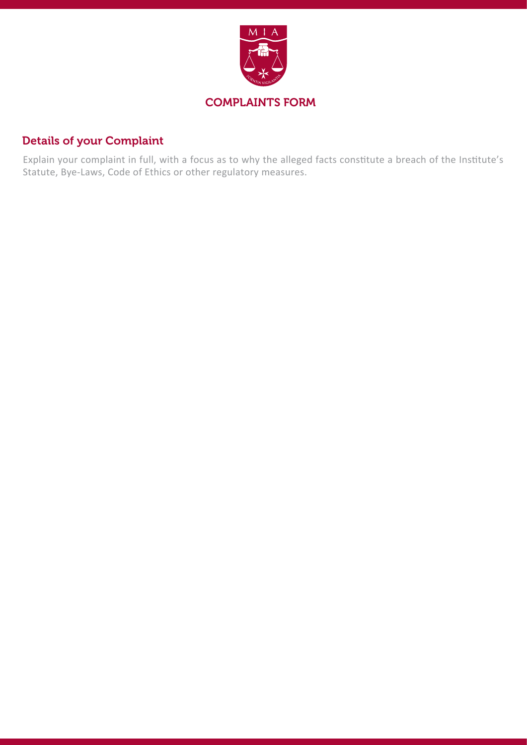# COMPLAINTS FORM

## Details of your Complaint

Explain your complaint in full, with a focus as to why the alleged facts constitute a breach of the Institute's Statute, Bye-Laws, Code of Ethics or other regulatory measures.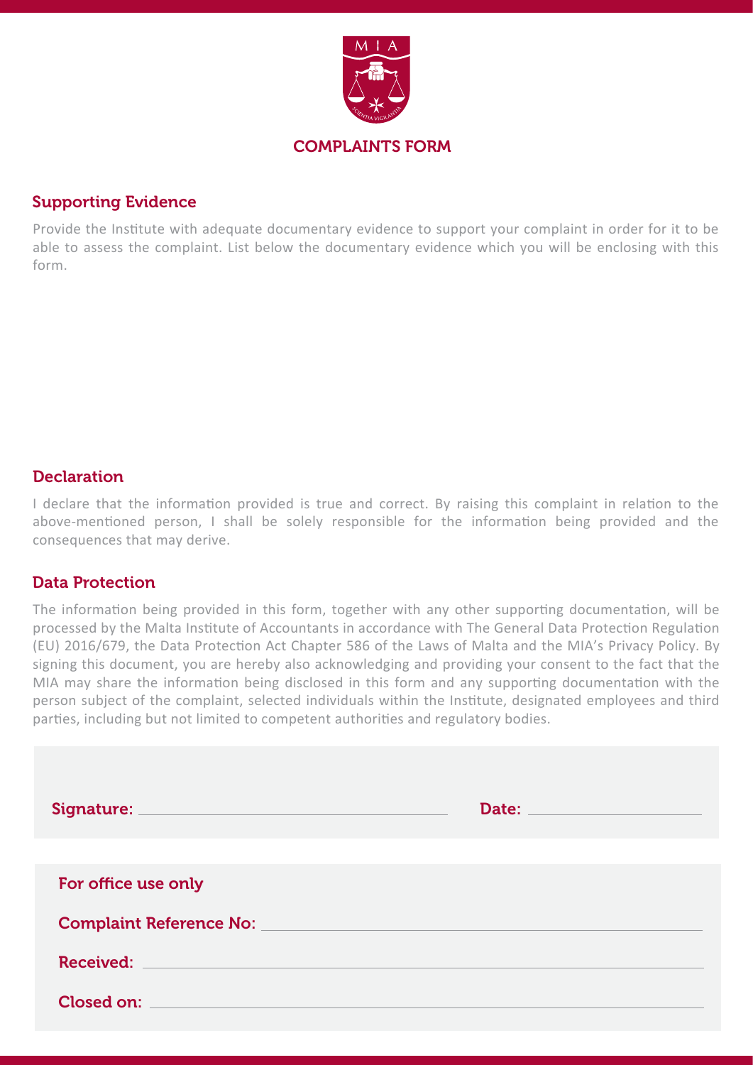# COMPLAINTS FORM

## Supporting Evidence

Provide the Institute with adequate documentary evidence to support your complaint in order for it to be able to assess the complaint. List below the documentary evidence which you will be enclosing with this form.

## Declaration

I declare that the information provided is true and correct. By raising this complaint in relation to the above-mentioned person, I shall be solely responsible for the information being provided and the consequences that may derive.

## Data Protection

The information being provided in this form, together with any other supporting documentation, will be processed by the Malta Institute of Accountants in accordance with The General Data Protection Regulation (EU) 2016/679, the Data Protection Act Chapter 586 of the Laws of Malta and the MIA's Privacy Policy. By signing this document, you are hereby also acknowledging and providing your consent to the fact that the MIA may share the information being disclosed in this form and any supporting documentation with the person subject of the complaint, selected individuals within the Institute, designated employees and third parties, including but not limited to competent authorities and regulatory bodies.

**Signature:** ______________________________ **Date:** ____________________

**For office use only**

**Complaint Reference No:** ______________________________

**Received:** ______________________________

**Closed on:** ______________________________